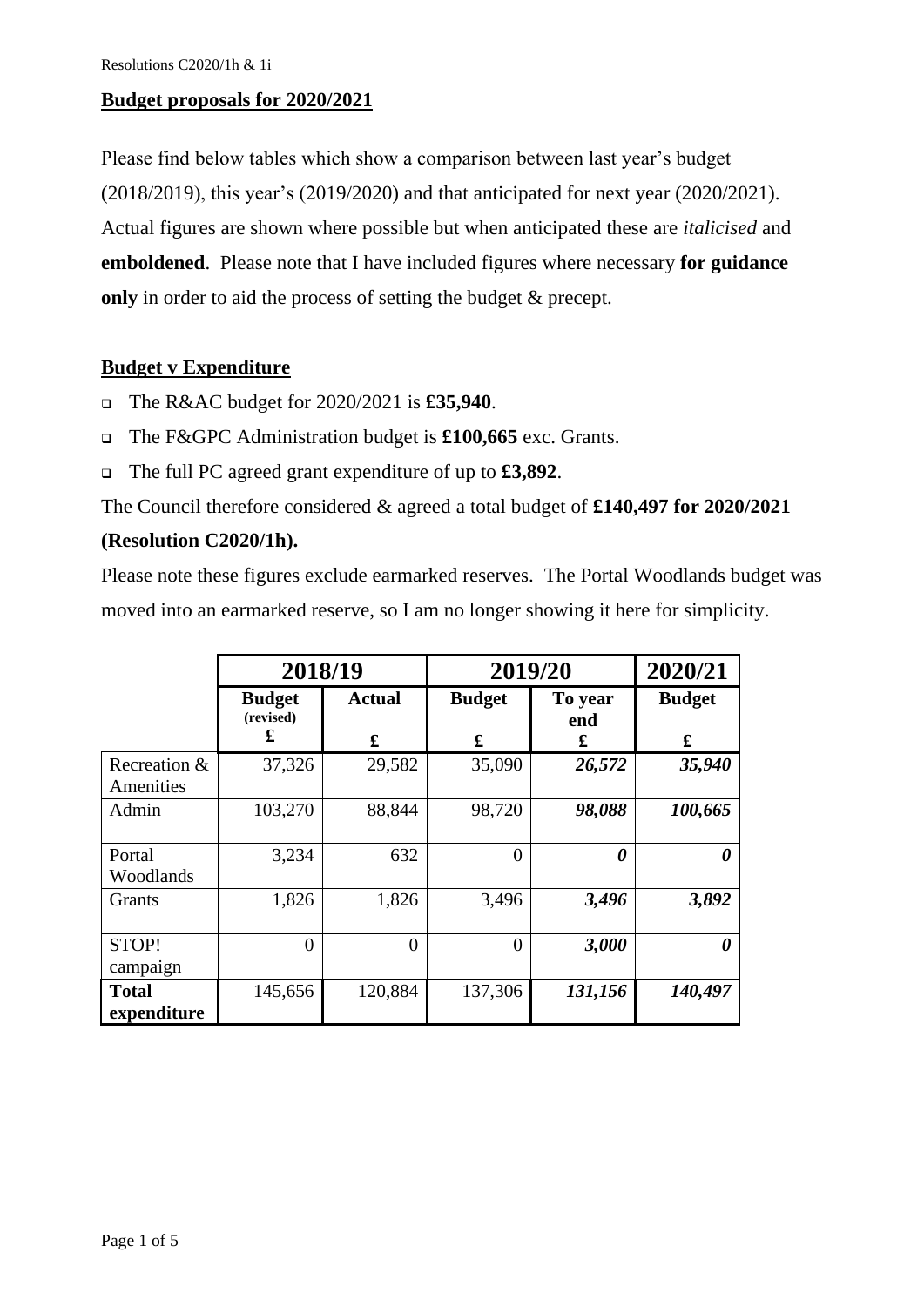Resolutions C2020/1h & 1i

**Budget proposals for 2020/2021**

Please find below tables which show a comparison between last year's budget (2018/2019), this year's (2019/2020) and that anticipated for next year (2020/2021). Actual figures are shown where possible but when anticipated these are *italicised* and **emboldened**. Please note that I have included figures where necessary **for guidance only** in order to aid the process of setting the budget & precept.

**Budget v Expenditure**

- The R&AC budget for 2020/2021 is **£35,940**.
- The F&GPC Administration budget is **£100,665** exc. Grants.
- The full PC agreed grant expenditure of up to **£3,892**.

The Council therefore considered & agreed a total budget of **£140,497 for 2020/2021 (Resolution C2020/1h).**

Please note these figures exclude earmarked reserves. The Portal Woodlands budget was moved into an earmarked reserve, so I am no longer showing it here for simplicity.

| | 2018/19 | | 2019/20 | | 2020/21 |
|---|---|---|---|---|---|
| | **Budget (revised) £** | **Actual £** | **Budget £** | **To year end £** | **Budget £** |
| Recreation & Amenities | 37,326 | 29,582 | 35,090 | ***26,572*** | ***35,940*** |
| Admin | 103,270 | 88,844 | 98,720 | ***98,088*** | ***100,665*** |
| Portal Woodlands | 3,234 | 632 | 0 | ***0*** | ***0*** |
| Grants | 1,826 | 1,826 | 3,496 | ***3,496*** | ***3,892*** |
| STOP! campaign | 0 | 0 | 0 | ***3,000*** | ***0*** |
| **Total expenditure** | 145,656 | 120,884 | 137,306 | ***131,156*** | ***140,497*** |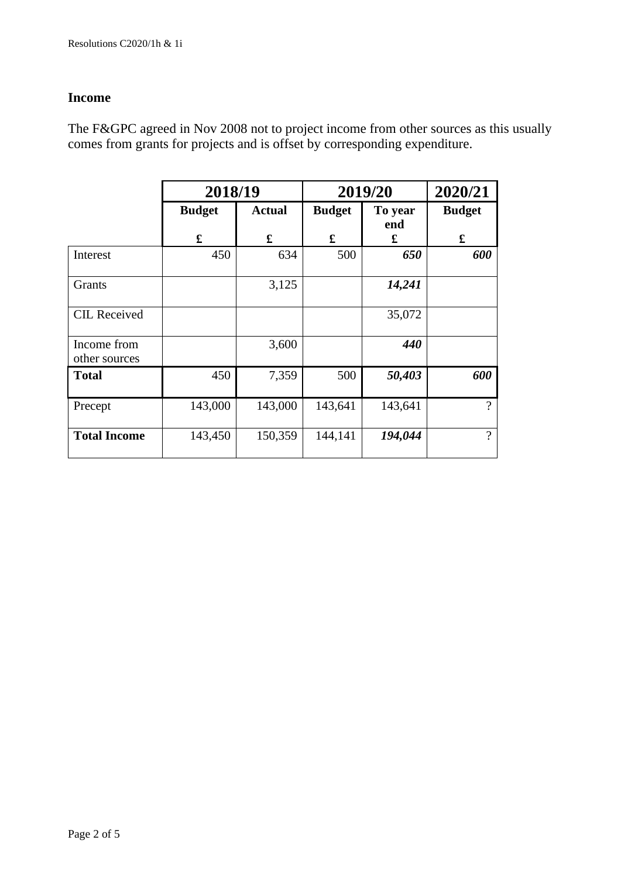## Income

The F&GPC agreed in Nov 2008 not to project income from other sources as this usually comes from grants for projects and is offset by corresponding expenditure.

| | **2018/19** | | **2019/20** | | **2020/21** |
|---|---|---|---|---|---|
| | **Budget** | **Actual** | **Budget** | **To year end** | **Budget** |
| | **£** | **£** | **£** | **£** | **£** |
| Interest | 450 | 634 | 500 | ***650*** | ***600*** |
| Grants | | 3,125 | | ***14,241*** | |
| CIL Received | | | | 35,072 | |
| Income from other sources | | 3,600 | | ***440*** | |
| **Total** | 450 | 7,359 | 500 | ***50,403*** | ***600*** |
| Precept | 143,000 | 143,000 | 143,641 | 143,641 | ? |
| **Total Income** | 143,450 | 150,359 | 144,141 | ***194,044*** | ? |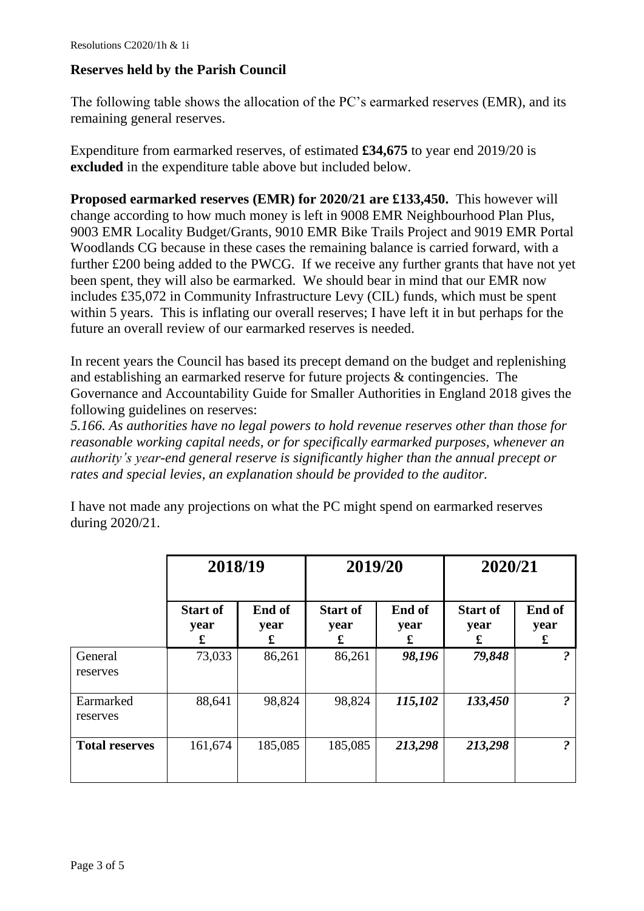Resolutions C2020/1h & 1i

## Reserves held by the Parish Council

The following table shows the allocation of the PC's earmarked reserves (EMR), and its remaining general reserves.

Expenditure from earmarked reserves, of estimated **£34,675** to year end 2019/20 is **excluded** in the expenditure table above but included below.

**Proposed earmarked reserves (EMR) for 2020/21 are £133,450.** This however will change according to how much money is left in 9008 EMR Neighbourhood Plan Plus, 9003 EMR Locality Budget/Grants, 9010 EMR Bike Trails Project and 9019 EMR Portal Woodlands CG because in these cases the remaining balance is carried forward, with a further £200 being added to the PWCG. If we receive any further grants that have not yet been spent, they will also be earmarked. We should bear in mind that our EMR now includes £35,072 in Community Infrastructure Levy (CIL) funds, which must be spent within 5 years. This is inflating our overall reserves; I have left it in but perhaps for the future an overall review of our earmarked reserves is needed.

In recent years the Council has based its precept demand on the budget and replenishing and establishing an earmarked reserve for future projects & contingencies. The Governance and Accountability Guide for Smaller Authorities in England 2018 gives the following guidelines on reserves:

*5.166. As authorities have no legal powers to hold revenue reserves other than those for reasonable working capital needs, or for specifically earmarked purposes, whenever an authority's year-end general reserve is significantly higher than the annual precept or rates and special levies, an explanation should be provided to the auditor.*

I have not made any projections on what the PC might spend on earmarked reserves during 2020/21.

| | **2018/19** | | **2019/20** | | **2020/21** | |
|---|---|---|---|---|---|---|
| | **Start of year £** | **End of year £** | **Start of year £** | **End of year £** | **Start of year £** | **End of year £** |
| General reserves | 73,033 | 86,261 | 86,261 | ***98,196*** | ***79,848*** | ***?*** |
| Earmarked reserves | 88,641 | 98,824 | 98,824 | ***115,102*** | ***133,450*** | ***?*** |
| **Total reserves** | 161,674 | 185,085 | 185,085 | ***213,298*** | ***213,298*** | ***?*** |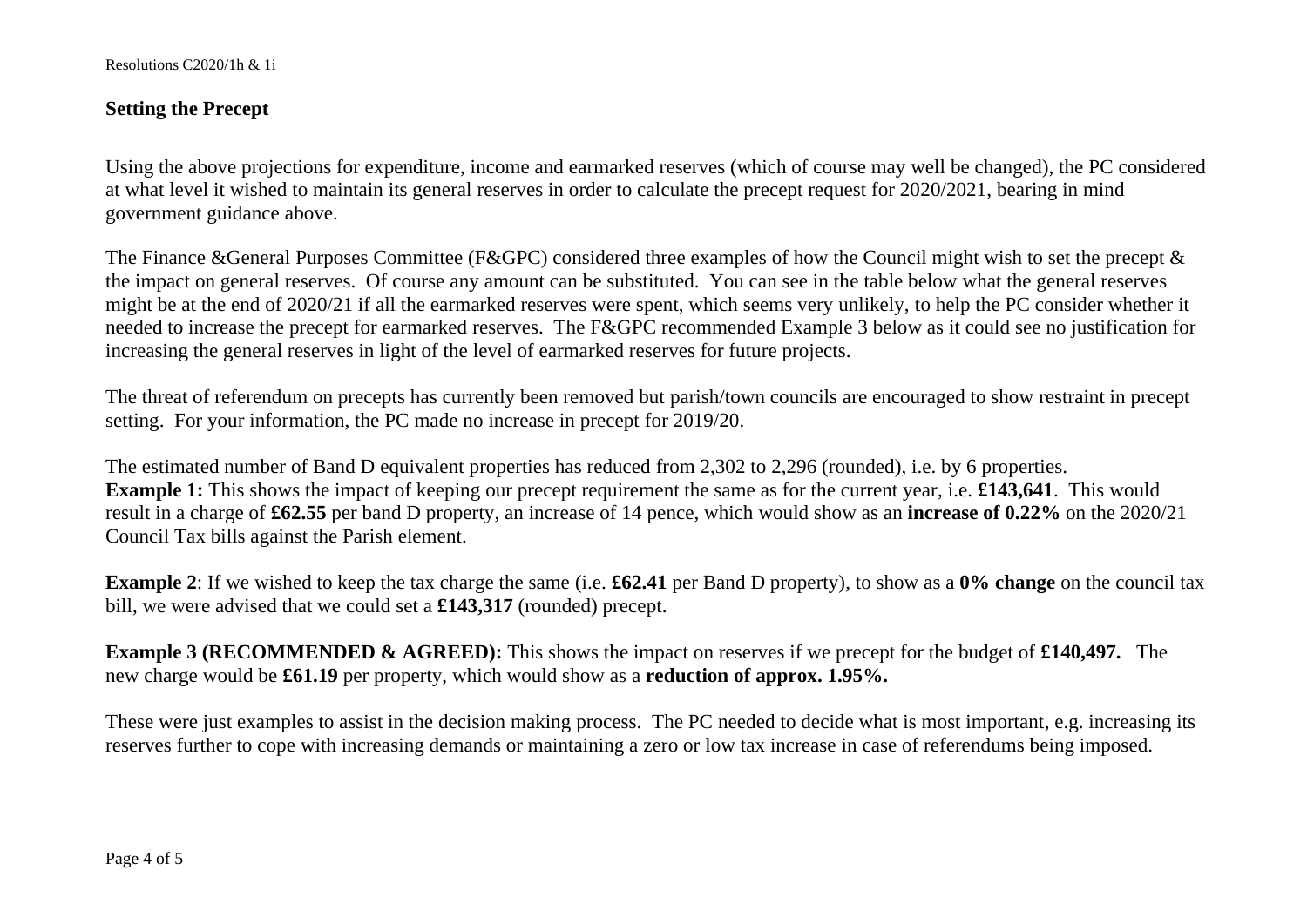Resolutions C2020/1h & 1i

## Setting the Precept

Using the above projections for expenditure, income and earmarked reserves (which of course may well be changed), the PC considered at what level it wished to maintain its general reserves in order to calculate the precept request for 2020/2021, bearing in mind government guidance above.

The Finance &General Purposes Committee (F&GPC) considered three examples of how the Council might wish to set the precept & the impact on general reserves. Of course any amount can be substituted. You can see in the table below what the general reserves might be at the end of 2020/21 if all the earmarked reserves were spent, which seems very unlikely, to help the PC consider whether it needed to increase the precept for earmarked reserves. The F&GPC recommended Example 3 below as it could see no justification for increasing the general reserves in light of the level of earmarked reserves for future projects.

The threat of referendum on precepts has currently been removed but parish/town councils are encouraged to show restraint in precept setting. For your information, the PC made no increase in precept for 2019/20.

The estimated number of Band D equivalent properties has reduced from 2,302 to 2,296 (rounded), i.e. by 6 properties.

**Example 1:** This shows the impact of keeping our precept requirement the same as for the current year, i.e. **£143,641**. This would result in a charge of **£62.55** per band D property, an increase of 14 pence, which would show as an **increase of 0.22%** on the 2020/21 Council Tax bills against the Parish element.

**Example 2**: If we wished to keep the tax charge the same (i.e. **£62.41** per Band D property), to show as a **0% change** on the council tax bill, we were advised that we could set a **£143,317** (rounded) precept.

**Example 3 (RECOMMENDED & AGREED):** This shows the impact on reserves if we precept for the budget of **£140,497.** The new charge would be **£61.19** per property, which would show as a **reduction of approx. 1.95%.**

These were just examples to assist in the decision making process. The PC needed to decide what is most important, e.g. increasing its reserves further to cope with increasing demands or maintaining a zero or low tax increase in case of referendums being imposed.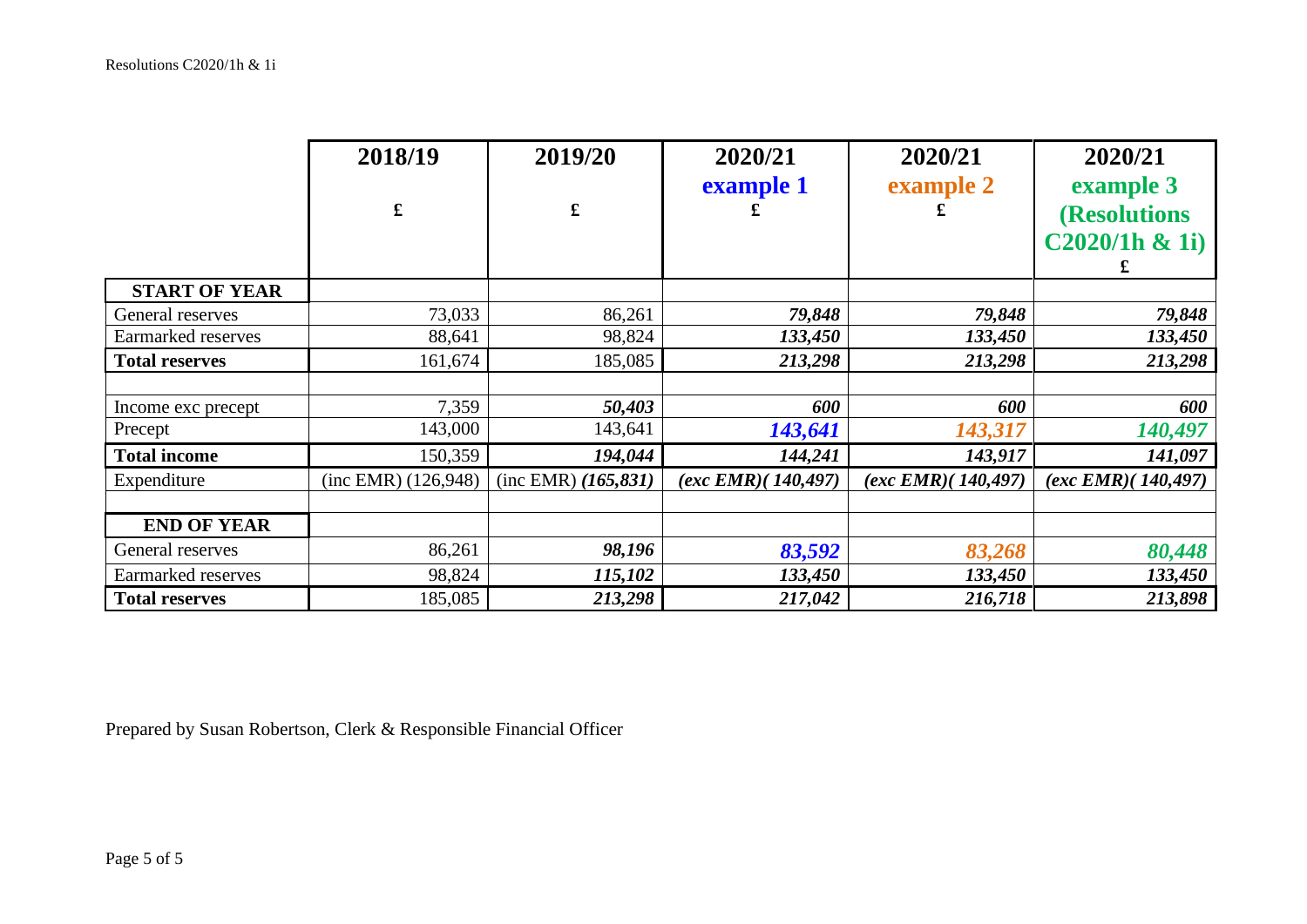|  | 2018/19<br>£ | 2019/20<br>£ | 2020/21<br>**example 1**<br>£ | 2020/21<br>**example 2**<br>£ | 2020/21<br>**example 3 (Resolutions C2020/1h & 1i)**<br>£ |
|---|---|---|---|---|---|
| **START OF YEAR** |  |  |  |  |  |
| General reserves | 73,033 | 86,261 | ***79,848*** | ***79,848*** | ***79,848*** |
| Earmarked reserves | 88,641 | 98,824 | ***133,450*** | ***133,450*** | ***133,450*** |
| **Total reserves** | 161,674 | 185,085 | ***213,298*** | ***213,298*** | ***213,298*** |
|  |  |  |  |  |  |
| Income exc precept | 7,359 | ***50,403*** | ***600*** | ***600*** | ***600*** |
| Precept | 143,000 | 143,641 | ***143,641*** | ***143,317*** | ***140,497*** |
| **Total income** | 150,359 | ***194,044*** | ***144,241*** | ***143,917*** | ***141,097*** |
| Expenditure | (inc EMR) (126,948) | (inc EMR) ***(165,831)*** | ***(exc EMR)( 140,497)*** | ***(exc EMR)( 140,497)*** | ***(exc EMR)( 140,497)*** |
|  |  |  |  |  |  |
| **END OF YEAR** |  |  |  |  |  |
| General reserves | 86,261 | ***98,196*** | ***83,592*** | ***83,268*** | ***80,448*** |
| Earmarked reserves | 98,824 | ***115,102*** | ***133,450*** | ***133,450*** | ***133,450*** |
| **Total reserves** | 185,085 | ***213,298*** | ***217,042*** | ***216,718*** | ***213,898*** |

Prepared by Susan Robertson, Clerk & Responsible Financial Officer